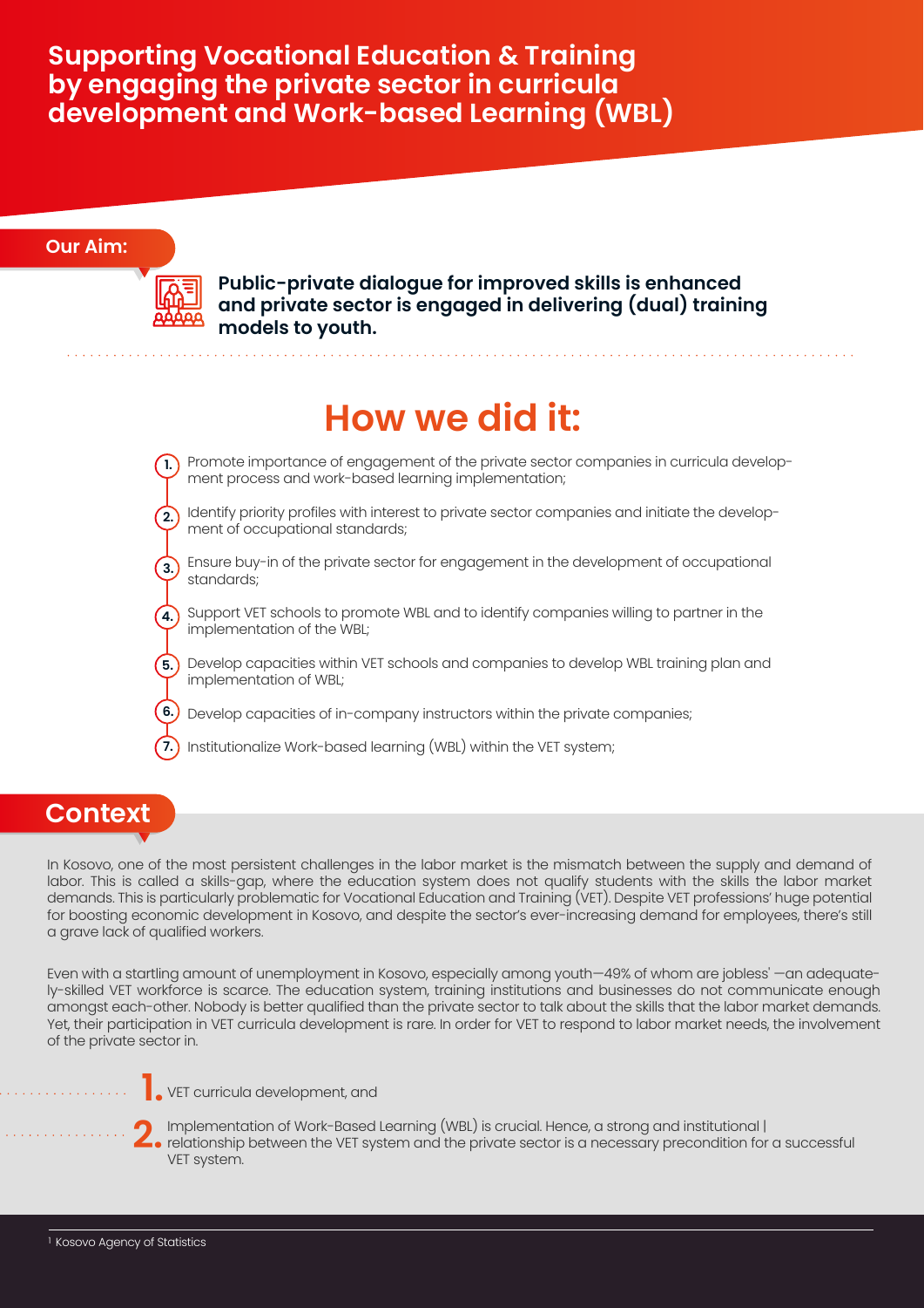# Supporting Vocational Education & Training by engaging the private sector in curricula development and Work-based Learning (WBL)

## Our Aim:

**Public-private dialogue for improved skills is enhanced and private sector is engaged in delivering (dual) training models to youth.**

## How we did it:

1. Promote importance of engagement of the private sector companies in curricula development process and work-based learning implementation;
2. Identify priority profiles with interest to private sector companies and initiate the development of occupational standards;
3. Ensure buy-in of the private sector for engagement in the development of occupational standards;
4. Support VET schools to promote WBL and to identify companies willing to partner in the implementation of the WBL;
5. Develop capacities within VET schools and companies to develop WBL training plan and implementation of WBL;
6. Develop capacities of in-company instructors within the private companies;
7. Institutionalize Work-based learning (WBL) within the VET system;

## Context

In Kosovo, one of the most persistent challenges in the labor market is the mismatch between the supply and demand of labor. This is called a skills-gap, where the education system does not qualify students with the skills the labor market demands. This is particularly problematic for Vocational Education and Training (VET). Despite VET professions' huge potential for boosting economic development in Kosovo, and despite the sector's ever-increasing demand for employees, there's still a grave lack of qualified workers.

Even with a startling amount of unemployment in Kosovo, especially among youth—49% of whom are jobless[1] —an adequately-skilled VET workforce is scarce. The education system, training institutions and businesses do not communicate enough amongst each-other. Nobody is better qualified than the private sector to talk about the skills that the labor market demands. Yet, their participation in VET curricula development is rare. In order for VET to respond to labor market needs, the involvement of the private sector in.

1. VET curricula development, and
2. Implementation of Work-Based Learning (WBL) is crucial. Hence, a strong and institutional | relationship between the VET system and the private sector is a necessary precondition for a successful VET system.

[1] Kosovo Agency of Statistics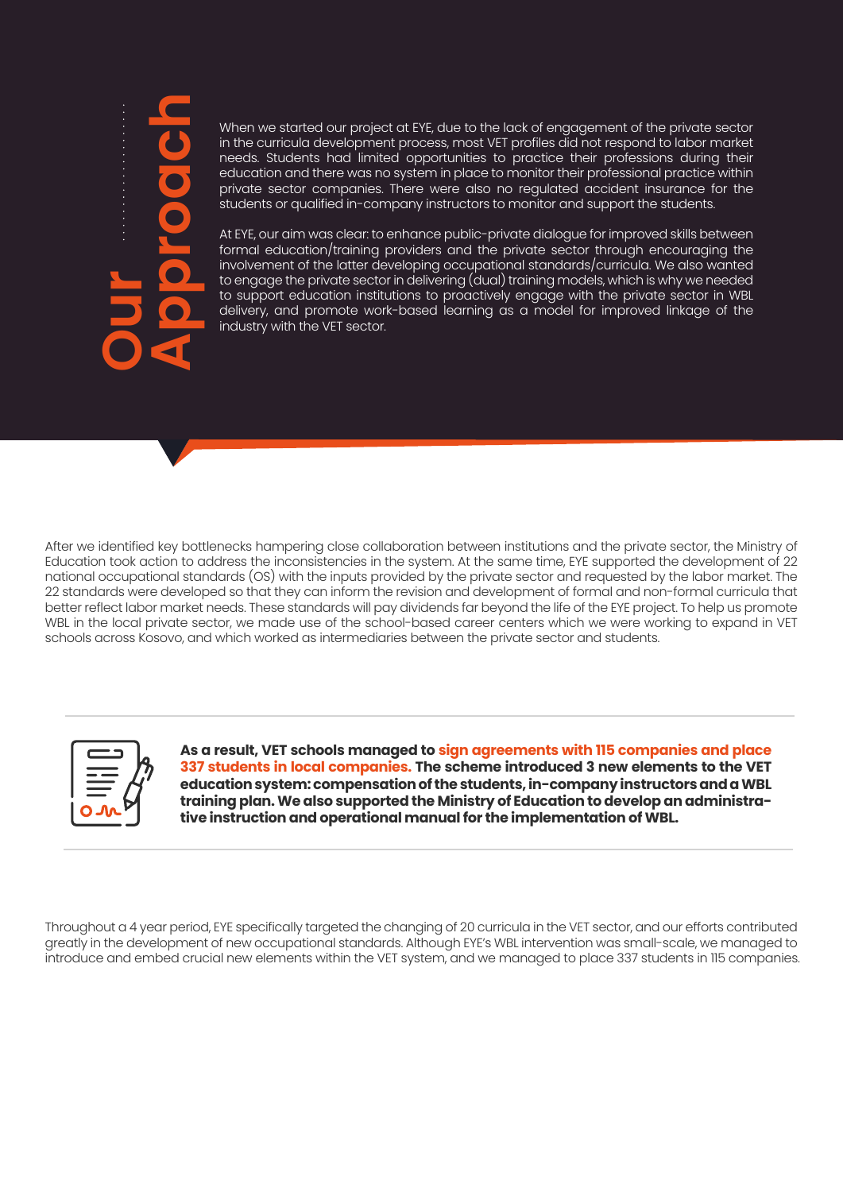# Our Approach

When we started our project at EYE, due to the lack of engagement of the private sector in the curricula development process, most VET profiles did not respond to labor market needs. Students had limited opportunities to practice their professions during their education and there was no system in place to monitor their professional practice within private sector companies. There were also no regulated accident insurance for the students or qualified in-company instructors to monitor and support the students.

At EYE, our aim was clear: to enhance public-private dialogue for improved skills between formal education/training providers and the private sector through encouraging the involvement of the latter developing occupational standards/curricula. We also wanted to engage the private sector in delivering (dual) training models, which is why we needed to support education institutions to proactively engage with the private sector in WBL delivery, and promote work-based learning as a model for improved linkage of the industry with the VET sector.

After we identified key bottlenecks hampering close collaboration between institutions and the private sector, the Ministry of Education took action to address the inconsistencies in the system. At the same time, EYE supported the development of 22 national occupational standards (OS) with the inputs provided by the private sector and requested by the labor market. The 22 standards were developed so that they can inform the revision and development of formal and non-formal curricula that better reflect labor market needs. These standards will pay dividends far beyond the life of the EYE project. To help us promote WBL in the local private sector, we made use of the school-based career centers which we were working to expand in VET schools across Kosovo, and which worked as intermediaries between the private sector and students.

---

**As a result, VET schools managed to sign agreements with 115 companies and place 337 students in local companies. The scheme introduced 3 new elements to the VET education system: compensation of the students, in-company instructors and a WBL training plan. We also supported the Ministry of Education to develop an administrative instruction and operational manual for the implementation of WBL.**

---

Throughout a 4 year period, EYE specifically targeted the changing of 20 curricula in the VET sector, and our efforts contributed greatly in the development of new occupational standards. Although EYE's WBL intervention was small-scale, we managed to introduce and embed crucial new elements within the VET system, and we managed to place 337 students in 115 companies.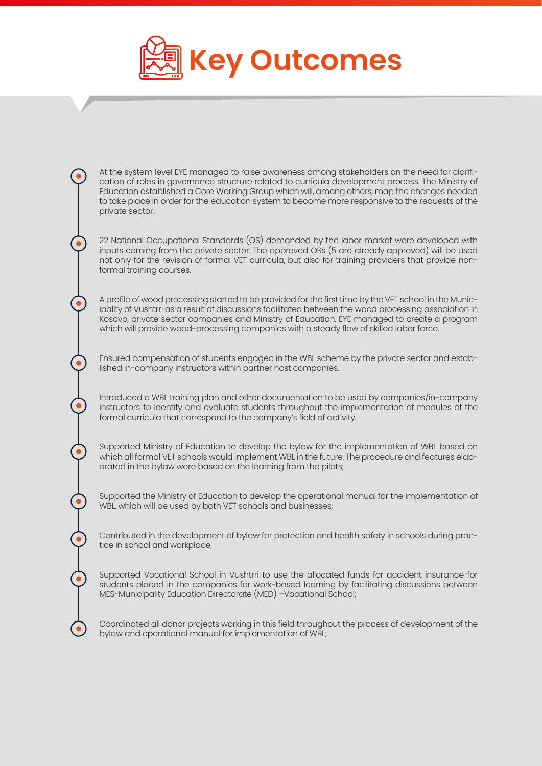# Key Outcomes

- At the system level EYE managed to raise awareness among stakeholders on the need for clarification of roles in governance structure related to curricula development process. The Ministry of Education established a Core Working Group which will, among others, map the changes needed to take place in order for the education system to become more responsive to the requests of the private sector.

- 22 National Occupational Standards (OS) demanded by the labor market were developed with inputs coming from the private sector. The approved OSs (5 are already approved) will be used not only for the revision of formal VET curricula, but also for training providers that provide non-formal training courses.

- A profile of wood processing started to be provided for the first time by the VET school in the Municipality of Vushtrri as a result of discussions facilitated between the wood processing association in Kosovo, private sector companies and Ministry of Education. EYE managed to create a program which will provide wood-processing companies with a steady flow of skilled labor force.

- Ensured compensation of students engaged in the WBL scheme by the private sector and established in-company instructors within partner host companies.

- Introduced a WBL training plan and other documentation to be used by companies/in-company instructors to identify and evaluate students throughout the implementation of modules of the formal curricula that correspond to the company's field of activity.

- Supported Ministry of Education to develop the bylaw for the implementation of WBL based on which all formal VET schools would implement WBL in the future. The procedure and features elaborated in the bylaw were based on the learning from the pilots;

- Supported the Ministry of Education to develop the operational manual for the implementation of WBL, which will be used by both VET schools and businesses;

- Contributed in the development of bylaw for protection and health safety in schools during practice in school and workplace;

- Supported Vocational School in Vushtrri to use the allocated funds for accident insurance for students placed in the companies for work-based learning by facilitating discussions between MES-Municipality Education Directorate (MED) –Vocational School;

- Coordinated all donor projects working in this field throughout the process of development of the bylaw and operational manual for implementation of WBL;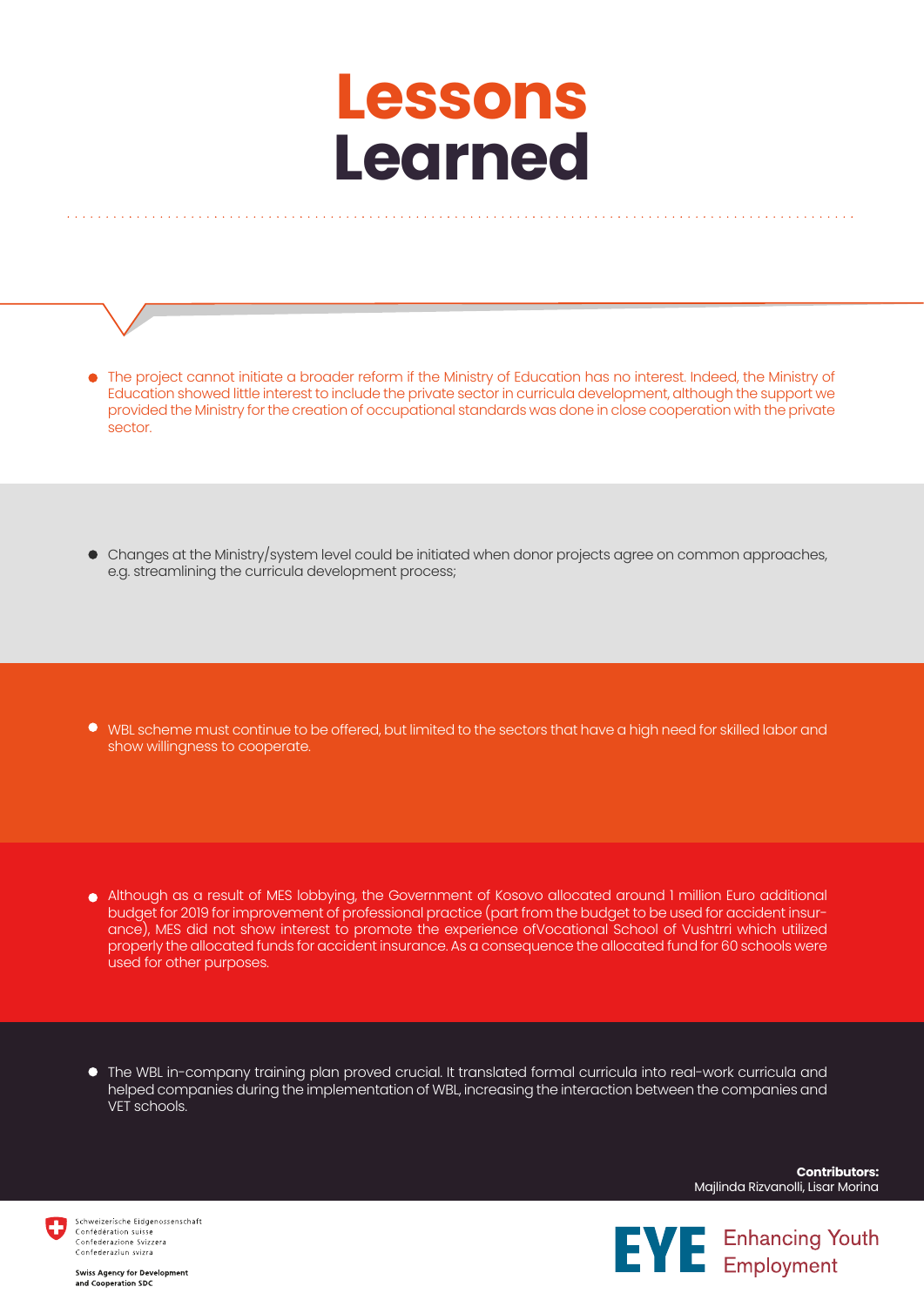# Lessons Learned

- The project cannot initiate a broader reform if the Ministry of Education has no interest. Indeed, the Ministry of Education showed little interest to include the private sector in curricula development, although the support we provided the Ministry for the creation of occupational standards was done in close cooperation with the private sector.

- Changes at the Ministry/system level could be initiated when donor projects agree on common approaches, e.g. streamlining the curricula development process;

- WBL scheme must continue to be offered, but limited to the sectors that have a high need for skilled labor and show willingness to cooperate.

- Although as a result of MES lobbying, the Government of Kosovo allocated around 1 million Euro additional budget for 2019 for improvement of professional practice (part from the budget to be used for accident insurance), MES did not show interest to promote the experience ofVocational School of Vushtrri which utilized properly the allocated funds for accident insurance. As a consequence the allocated fund for 60 schools were used for other purposes.

- The WBL in-company training plan proved crucial. It translated formal curricula into real-work curricula and helped companies during the implementation of WBL, increasing the interaction between the companies and VET schools.

**Contributors:**
Majlinda Rizvanolli, Lisar Morina

Schweizerische Eidgenossenschaft
Confédération suisse
Confederazione Svizzera
Confederaziun svizra

**Swiss Agency for Development and Cooperation SDC**

EYE Enhancing Youth Employment